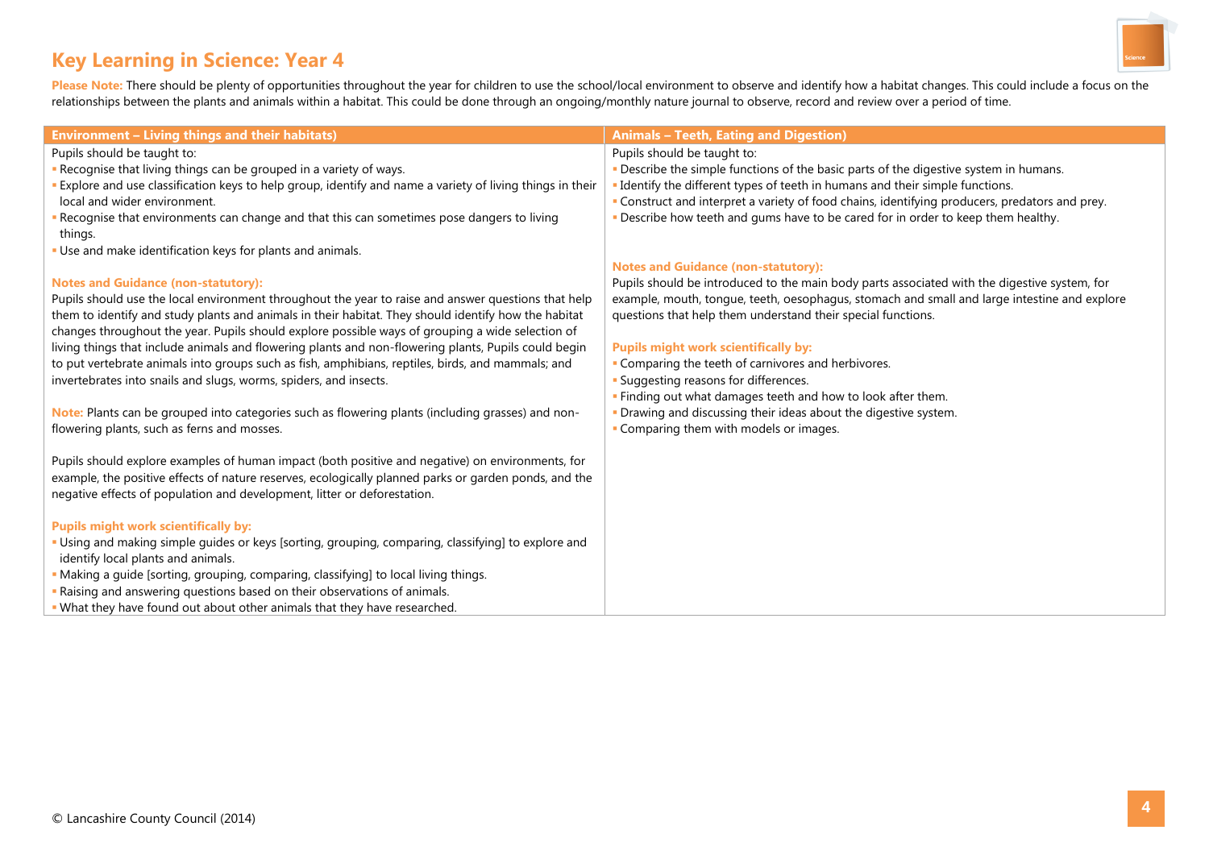# Key Learning in Science: Year 4

**Please Note:** There should be plenty of opportunities throughout the year for children to use the school/local environment to observe and identify how a habitat changes. This could include a focus on the relationships between the plants and animals within a habitat. This could be done through an ongoing/monthly nature journal to observe, record and review over a period of time.

## Environment – Living things and their habitats)

Pupils should be taught to:

- Recognise that living things can be grouped in a variety of ways.
- Explore and use classification keys to help group, identify and name a variety of living things in their local and wider environment.
- Recognise that environments can change and that this can sometimes pose dangers to living things.
- Use and make identification keys for plants and animals.

**Notes and Guidance (non-statutory):**

Pupils should use the local environment throughout the year to raise and answer questions that help them to identify and study plants and animals in their habitat. They should identify how the habitat changes throughout the year. Pupils should explore possible ways of grouping a wide selection of living things that include animals and flowering plants and non-flowering plants, Pupils could begin to put vertebrate animals into groups such as fish, amphibians, reptiles, birds, and mammals; and invertebrates into snails and slugs, worms, spiders, and insects.

**Note:** Plants can be grouped into categories such as flowering plants (including grasses) and non-flowering plants, such as ferns and mosses.

Pupils should explore examples of human impact (both positive and negative) on environments, for example, the positive effects of nature reserves, ecologically planned parks or garden ponds, and the negative effects of population and development, litter or deforestation.

**Pupils might work scientifically by:**

- Using and making simple guides or keys [sorting, grouping, comparing, classifying] to explore and identify local plants and animals.
- Making a guide [sorting, grouping, comparing, classifying] to local living things.
- Raising and answering questions based on their observations of animals.
- What they have found out about other animals that they have researched.

## Animals – Teeth, Eating and Digestion)

Pupils should be taught to:

- Describe the simple functions of the basic parts of the digestive system in humans.
- Identify the different types of teeth in humans and their simple functions.
- Construct and interpret a variety of food chains, identifying producers, predators and prey.
- Describe how teeth and gums have to be cared for in order to keep them healthy.

**Notes and Guidance (non-statutory):**

Pupils should be introduced to the main body parts associated with the digestive system, for example, mouth, tongue, teeth, oesophagus, stomach and small and large intestine and explore questions that help them understand their special functions.

**Pupils might work scientifically by:**

- Comparing the teeth of carnivores and herbivores.
- Suggesting reasons for differences.
- Finding out what damages teeth and how to look after them.
- Drawing and discussing their ideas about the digestive system.
- Comparing them with models or images.

© Lancashire County Council (2014)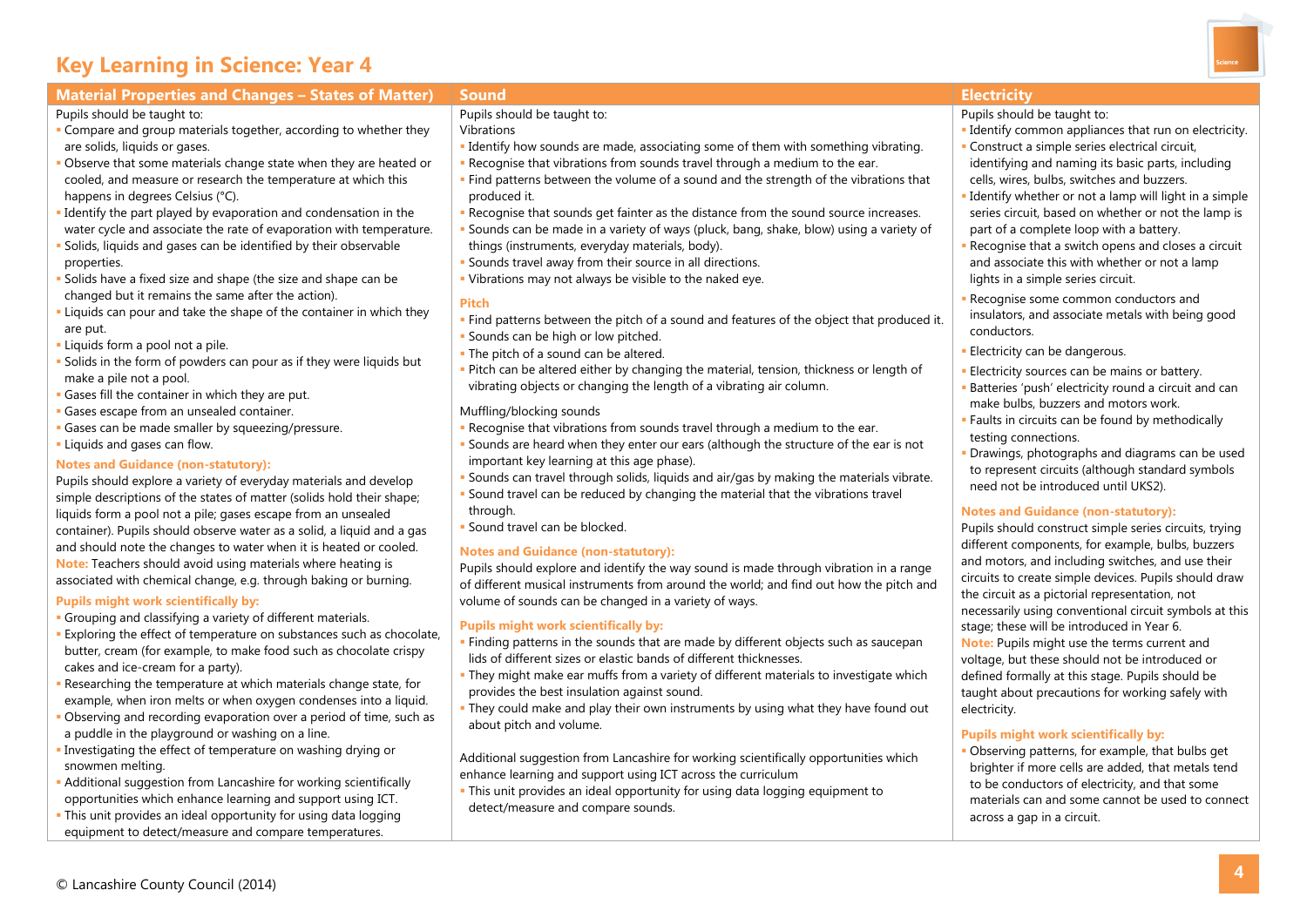# Key Learning in Science: Year 4

## Material Properties and Changes – States of Matter)

Pupils should be taught to:

- Compare and group materials together, according to whether they are solids, liquids or gases.
- Observe that some materials change state when they are heated or cooled, and measure or research the temperature at which this happens in degrees Celsius (°C).
- Identify the part played by evaporation and condensation in the water cycle and associate the rate of evaporation with temperature.
- Solids, liquids and gases can be identified by their observable properties.
- Solids have a fixed size and shape (the size and shape can be changed but it remains the same after the action).
- Liquids can pour and take the shape of the container in which they are put.
- Liquids form a pool not a pile.
- Solids in the form of powders can pour as if they were liquids but make a pile not a pool.
- Gases fill the container in which they are put.
- Gases escape from an unsealed container.
- Gases can be made smaller by squeezing/pressure.
- Liquids and gases can flow.

### Notes and Guidance (non-statutory):

Pupils should explore a variety of everyday materials and develop simple descriptions of the states of matter (solids hold their shape; liquids form a pool not a pile; gases escape from an unsealed container). Pupils should observe water as a solid, a liquid and a gas and should note the changes to water when it is heated or cooled.

**Note:** Teachers should avoid using materials where heating is associated with chemical change, e.g. through baking or burning.

### Pupils might work scientifically by:

- Grouping and classifying a variety of different materials.
- Exploring the effect of temperature on substances such as chocolate, butter, cream (for example, to make food such as chocolate crispy cakes and ice-cream for a party).
- Researching the temperature at which materials change state, for example, when iron melts or when oxygen condenses into a liquid.
- Observing and recording evaporation over a period of time, such as a puddle in the playground or washing on a line.
- Investigating the effect of temperature on washing drying or snowmen melting.
- Additional suggestion from Lancashire for working scientifically opportunities which enhance learning and support using ICT.
- This unit provides an ideal opportunity for using data logging equipment to detect/measure and compare temperatures.

## Sound

Pupils should be taught to:

Vibrations

- Identify how sounds are made, associating some of them with something vibrating.
- Recognise that vibrations from sounds travel through a medium to the ear.
- Find patterns between the volume of a sound and the strength of the vibrations that produced it.
- Recognise that sounds get fainter as the distance from the sound source increases.
- Sounds can be made in a variety of ways (pluck, bang, shake, blow) using a variety of things (instruments, everyday materials, body).
- Sounds travel away from their source in all directions.
- Vibrations may not always be visible to the naked eye.

### Pitch

- Find patterns between the pitch of a sound and features of the object that produced it.
- Sounds can be high or low pitched.
- The pitch of a sound can be altered.
- Pitch can be altered either by changing the material, tension, thickness or length of vibrating objects or changing the length of a vibrating air column.

Muffling/blocking sounds

- Recognise that vibrations from sounds travel through a medium to the ear.
- Sounds are heard when they enter our ears (although the structure of the ear is not important key learning at this age phase).
- Sounds can travel through solids, liquids and air/gas by making the materials vibrate.
- Sound travel can be reduced by changing the material that the vibrations travel through.
- Sound travel can be blocked.

### Notes and Guidance (non-statutory):

Pupils should explore and identify the way sound is made through vibration in a range of different musical instruments from around the world; and find out how the pitch and volume of sounds can be changed in a variety of ways.

### Pupils might work scientifically by:

- Finding patterns in the sounds that are made by different objects such as saucepan lids of different sizes or elastic bands of different thicknesses.
- They might make ear muffs from a variety of different materials to investigate which provides the best insulation against sound.
- They could make and play their own instruments by using what they have found out about pitch and volume.

Additional suggestion from Lancashire for working scientifically opportunities which enhance learning and support using ICT across the curriculum

- This unit provides an ideal opportunity for using data logging equipment to detect/measure and compare sounds.

## Electricity

Pupils should be taught to:

- Identify common appliances that run on electricity.
- Construct a simple series electrical circuit, identifying and naming its basic parts, including cells, wires, bulbs, switches and buzzers.
- Identify whether or not a lamp will light in a simple series circuit, based on whether or not the lamp is part of a complete loop with a battery.
- Recognise that a switch opens and closes a circuit and associate this with whether or not a lamp lights in a simple series circuit.
- Recognise some common conductors and insulators, and associate metals with being good conductors.
- Electricity can be dangerous.
- Electricity sources can be mains or battery.
- Batteries 'push' electricity round a circuit and can make bulbs, buzzers and motors work.
- Faults in circuits can be found by methodically testing connections.
- Drawings, photographs and diagrams can be used to represent circuits (although standard symbols need not be introduced until UKS2).

### Notes and Guidance (non-statutory):

Pupils should construct simple series circuits, trying different components, for example, bulbs, buzzers and motors, and including switches, and use their circuits to create simple devices. Pupils should draw the circuit as a pictorial representation, not necessarily using conventional circuit symbols at this stage; these will be introduced in Year 6.

**Note:** Pupils might use the terms current and voltage, but these should not be introduced or defined formally at this stage. Pupils should be taught about precautions for working safely with electricity.

### Pupils might work scientifically by:

- Observing patterns, for example, that bulbs get brighter if more cells are added, that metals tend to be conductors of electricity, and that some materials can and some cannot be used to connect across a gap in a circuit.

© Lancashire County Council (2014)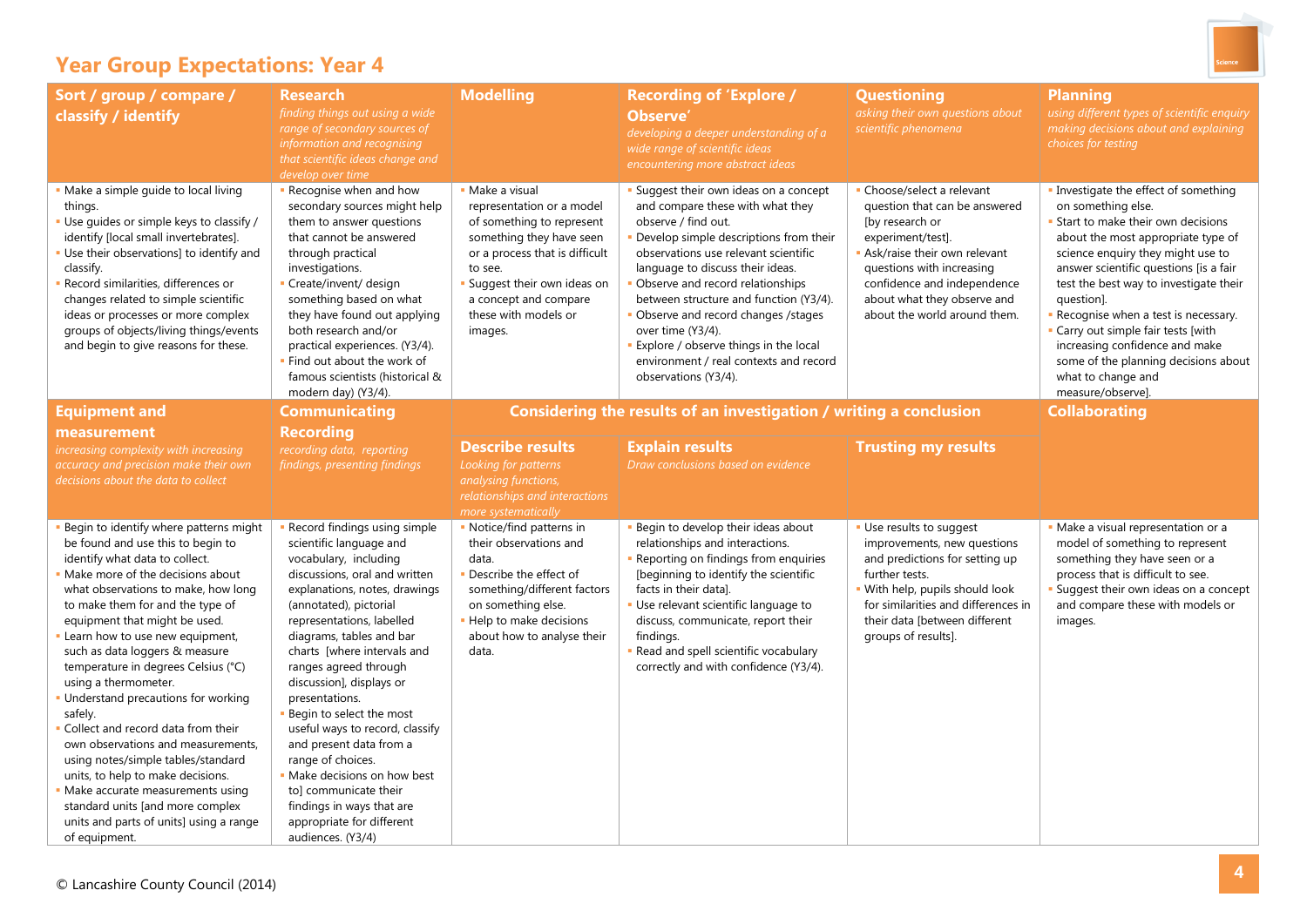## Year Group Expectations: Year 4

| **Sort / group / compare / classify / identify** | **Research** *finding things out using a wide range of secondary sources of information and recognising that scientific ideas change and develop over time* | **Modelling** | **Recording of 'Explore / Observe'** *developing a deeper understanding of a wide range of scientific ideas encountering more abstract ideas* | **Questioning** *asking their own questions about scientific phenomena* | **Planning** *using different types of scientific enquiry making decisions about and explaining choices for testing* |
|---|---|---|---|---|---|
| ▪ Make a simple guide to local living things.<br>▪ Use guides or simple keys to classify / identify [local small invertebrates].<br>▪ Use their observations] to identify and classify.<br>▪ Record similarities, differences or changes related to simple scientific ideas or processes or more complex groups of objects/living things/events and begin to give reasons for these. | ▪ Recognise when and how secondary sources might help them to answer questions that cannot be answered through practical investigations.<br>▪ Create/invent/ design something based on what they have found out applying both research and/or practical experiences. (Y3/4).<br>▪ Find out about the work of famous scientists (historical & modern day) (Y3/4). | ▪ Make a visual representation or a model of something to represent something they have seen or a process that is difficult to see.<br>▪ Suggest their own ideas on a concept and compare these with models or images. | ▪ Suggest their own ideas on a concept and compare these with what they observe / find out.<br>▪ Develop simple descriptions from their observations use relevant scientific language to discuss their ideas.<br>▪ Observe and record relationships between structure and function (Y3/4).<br>▪ Observe and record changes /stages over time (Y3/4).<br>▪ Explore / observe things in the local environment / real contexts and record observations (Y3/4). | ▪ Choose/select a relevant question that can be answered [by research or experiment/test].<br>▪ Ask/raise their own relevant questions with increasing confidence and independence about what they observe and about the world around them. | ▪ Investigate the effect of something on something else.<br>▪ Start to make their own decisions about the most appropriate type of science enquiry they might use to answer scientific questions [is a fair test the best way to investigate their question].<br>▪ Recognise when a test is necessary.<br>▪ Carry out simple fair tests [with increasing confidence and make some of the planning decisions about what to change and measure/observe]. |
| **Equipment and measurement** *increasing complexity with increasing accuracy and precision make their own decisions about the data to collect* | **Communicating Recording** *recording data, reporting findings, presenting findings* | **Considering the results of an investigation / writing a conclusion** — **Describe results** *Looking for patterns analysing functions, relationships and interactions more systematically* | **Explain results** *Draw conclusions based on evidence* | **Trusting my results** | **Collaborating** |
| ▪ Begin to identify where patterns might be found and use this to begin to identify what data to collect.<br>▪ Make more of the decisions about what observations to make, how long to make them for and the type of equipment that might be used.<br>▪ Learn how to use new equipment, such as data loggers & measure temperature in degrees Celsius (°C) using a thermometer.<br>▪ Understand precautions for working safely.<br>▪ Collect and record data from their own observations and measurements, using notes/simple tables/standard units, to help to make decisions.<br>▪ Make accurate measurements using standard units [and more complex units and parts of units] using a range of equipment. | ▪ Record findings using simple scientific language and vocabulary, including discussions, oral and written explanations, notes, drawings (annotated), pictorial representations, labelled diagrams, tables and bar charts [where intervals and ranges agreed through discussion], displays or presentations.<br>▪ Begin to select the most useful ways to record, classify and present data from a range of choices.<br>▪ Make decisions on how best to] communicate their findings in ways that are appropriate for different audiences. (Y3/4) | ▪ Notice/find patterns in their observations and data.<br>▪ Describe the effect of something/different factors on something else.<br>▪ Help to make decisions about how to analyse their data. | ▪ Begin to develop their ideas about relationships and interactions.<br>▪ Reporting on findings from enquiries [beginning to identify the scientific facts in their data].<br>▪ Use relevant scientific language to discuss, communicate, report their findings.<br>▪ Read and spell scientific vocabulary correctly and with confidence (Y3/4). | ▪ Use results to suggest improvements, new questions and predictions for setting up further tests.<br>▪ With help, pupils should look for similarities and differences in their data [between different groups of results]. | ▪ Make a visual representation or a model of something to represent something they have seen or a process that is difficult to see.<br>▪ Suggest their own ideas on a concept and compare these with models or images. |

© Lancashire County Council (2014)